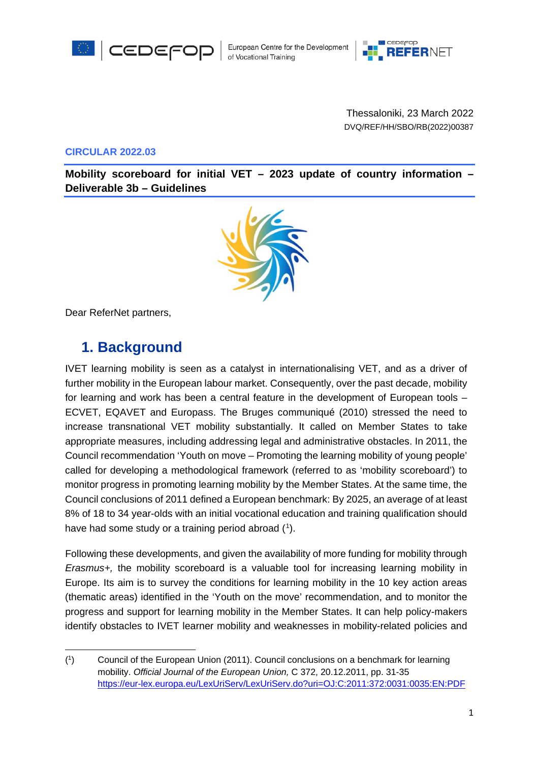Thessaloniki, 23 March 2022
DVQ/REF/HH/SBO/RB(2022)00387

**CIRCULAR 2022.03**

**Mobility scoreboard for initial VET – 2023 update of country information – Deliverable 3b – Guidelines**

Dear ReferNet partners,

## 1. Background

IVET learning mobility is seen as a catalyst in internationalising VET, and as a driver of further mobility in the European labour market. Consequently, over the past decade, mobility for learning and work has been a central feature in the development of European tools – ECVET, EQAVET and Europass. The Bruges communiqué (2010) stressed the need to increase transnational VET mobility substantially. It called on Member States to take appropriate measures, including addressing legal and administrative obstacles. In 2011, the Council recommendation 'Youth on move – Promoting the learning mobility of young people' called for developing a methodological framework (referred to as 'mobility scoreboard') to monitor progress in promoting learning mobility by the Member States. At the same time, the Council conclusions of 2011 defined a European benchmark: By 2025, an average of at least 8% of 18 to 34 year-olds with an initial vocational education and training qualification should have had some study or a training period abroad ([1]).

Following these developments, and given the availability of more funding for mobility through *Erasmus+,* the mobility scoreboard is a valuable tool for increasing learning mobility in Europe. Its aim is to survey the conditions for learning mobility in the 10 key action areas (thematic areas) identified in the 'Youth on the move' recommendation, and to monitor the progress and support for learning mobility in the Member States. It can help policy-makers identify obstacles to IVET learner mobility and weaknesses in mobility-related policies and

---

([1]) Council of the European Union (2011). Council conclusions on a benchmark for learning mobility. *Official Journal of the European Union,* C 372, 20.12.2011, pp. 31-35 https://eur-lex.europa.eu/LexUriServ/LexUriServ.do?uri=OJ:C:2011:372:0031:0035:EN:PDF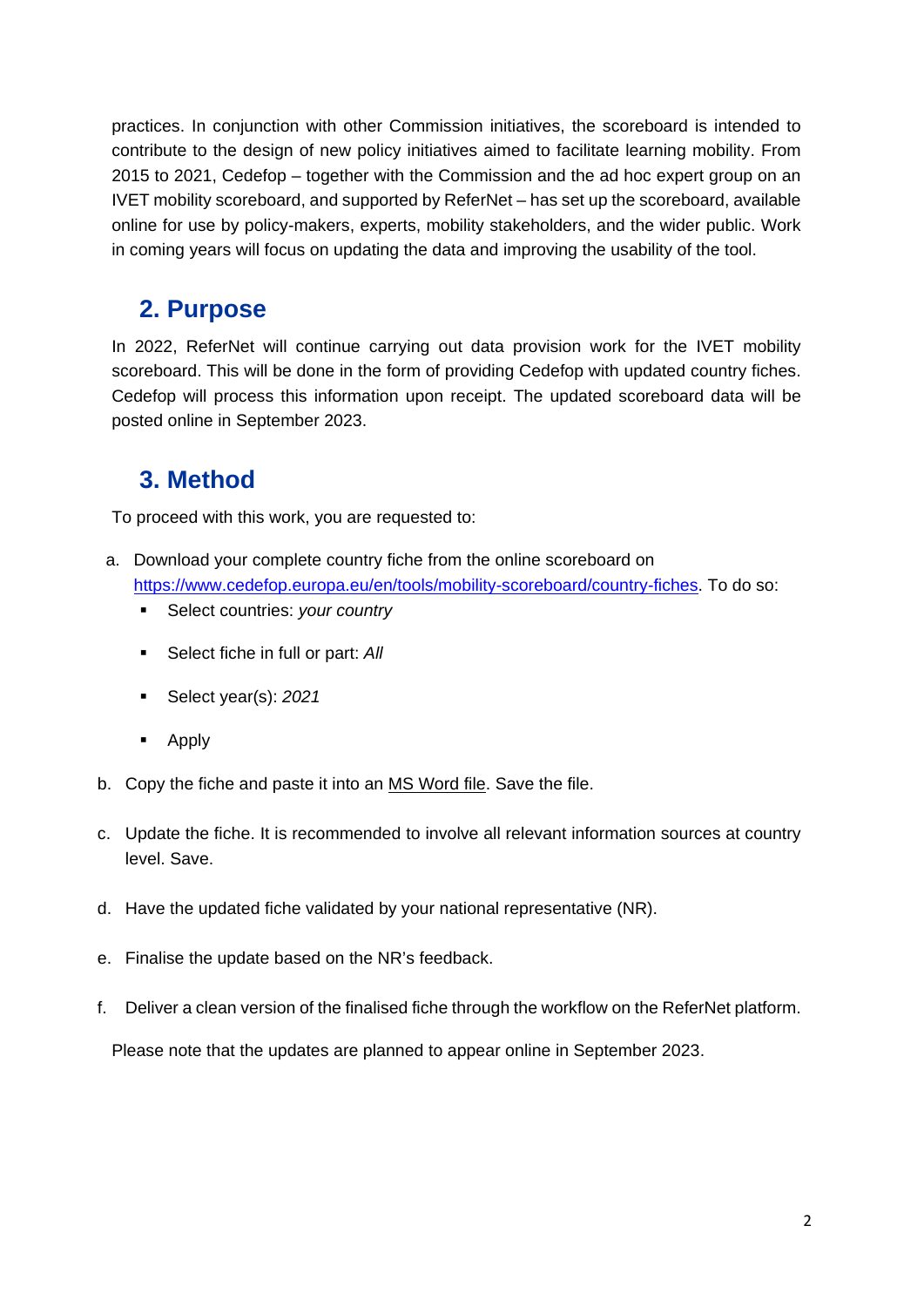practices. In conjunction with other Commission initiatives, the scoreboard is intended to contribute to the design of new policy initiatives aimed to facilitate learning mobility. From 2015 to 2021, Cedefop – together with the Commission and the ad hoc expert group on an IVET mobility scoreboard, and supported by ReferNet – has set up the scoreboard, available online for use by policy-makers, experts, mobility stakeholders, and the wider public. Work in coming years will focus on updating the data and improving the usability of the tool.

## 2. Purpose

In 2022, ReferNet will continue carrying out data provision work for the IVET mobility scoreboard. This will be done in the form of providing Cedefop with updated country fiches. Cedefop will process this information upon receipt. The updated scoreboard data will be posted online in September 2023.

## 3. Method

To proceed with this work, you are requested to:

a. Download your complete country fiche from the online scoreboard on [https://www.cedefop.europa.eu/en/tools/mobility-scoreboard/country-fiches](https://www.cedefop.europa.eu/en/tools/mobility-scoreboard/country-fiches). To do so:
   - Select countries: *your country*
   - Select fiche in full or part: *All*
   - Select year(s): *2021*
   - Apply

b. Copy the fiche and paste it into an MS Word file. Save the file.

c. Update the fiche. It is recommended to involve all relevant information sources at country level. Save.

d. Have the updated fiche validated by your national representative (NR).

e. Finalise the update based on the NR's feedback.

f. Deliver a clean version of the finalised fiche through the workflow on the ReferNet platform.

Please note that the updates are planned to appear online in September 2023.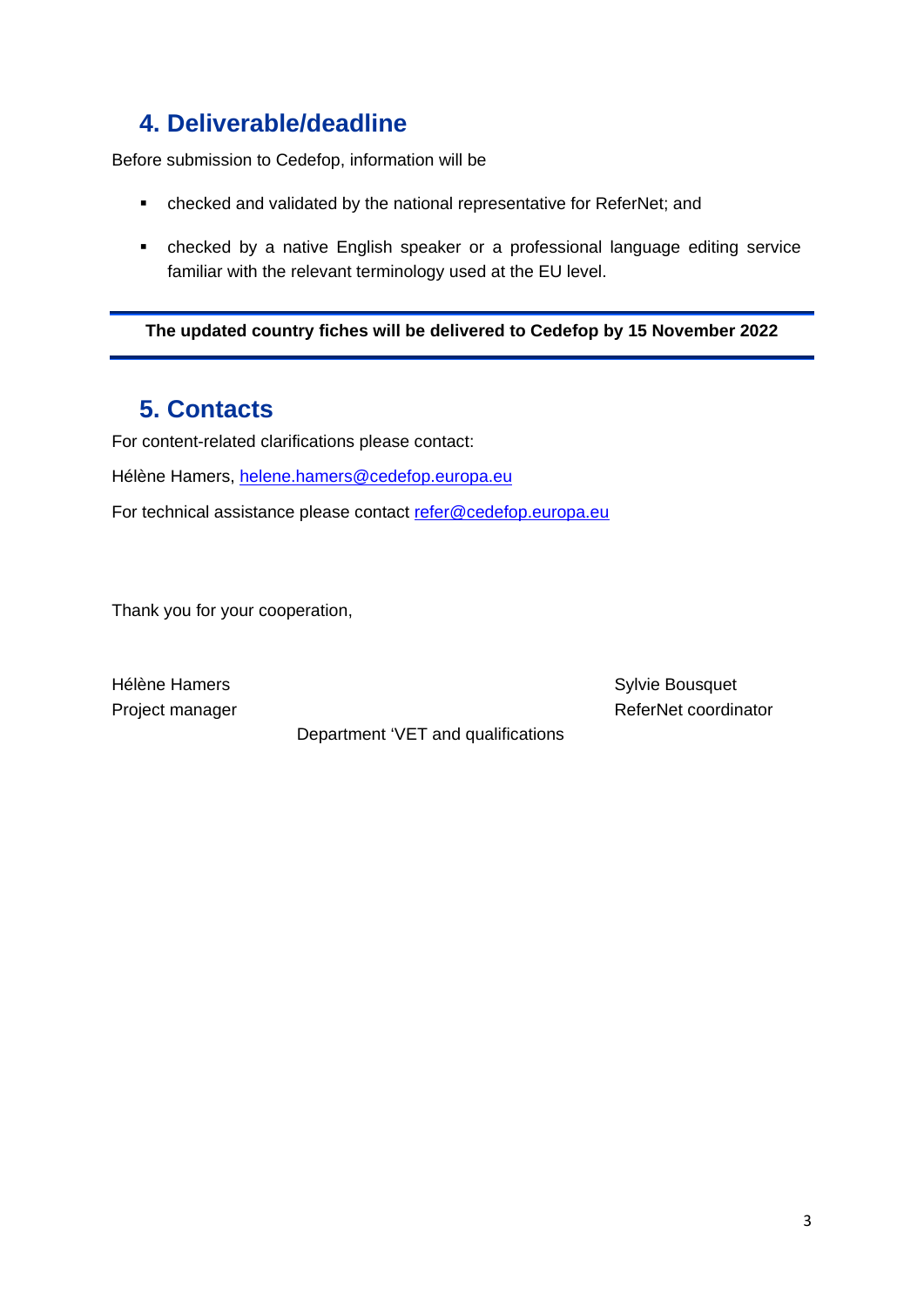## 4. Deliverable/deadline

Before submission to Cedefop, information will be

- checked and validated by the national representative for ReferNet; and
- checked by a native English speaker or a professional language editing service familiar with the relevant terminology used at the EU level.

**The updated country fiches will be delivered to Cedefop by 15 November 2022**

## 5. Contacts

For content-related clarifications please contact:

Hélène Hamers, helene.hamers@cedefop.europa.eu

For technical assistance please contact refer@cedefop.europa.eu

Thank you for your cooperation,

Hélène Hamers
Project manager

Sylvie Bousquet
ReferNet coordinator

Department 'VET and qualifications